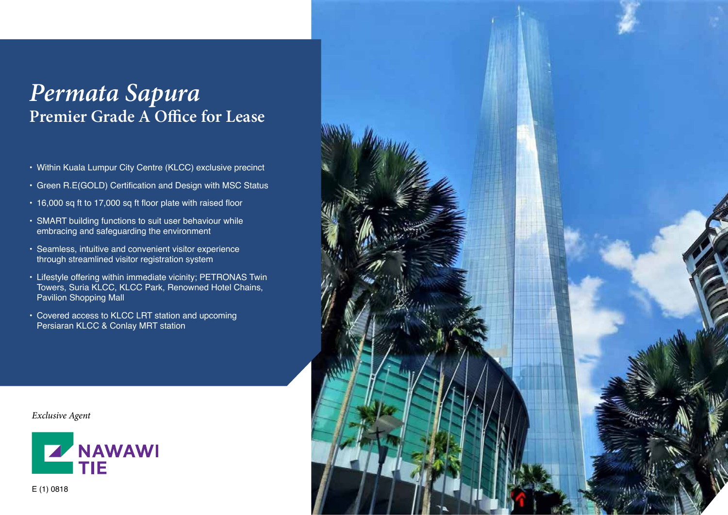# *Permata Sapura*

## Premier Grade A Office for Lease

- Within Kuala Lumpur City Centre (KLCC) exclusive precinct
- Green R.E(GOLD) Certification and Design with MSC Status
- 16,000 sq ft to 17,000 sq ft floor plate with raised floor
- SMART building functions to suit user behaviour while embracing and safeguarding the environment
- Seamless, intuitive and convenient visitor experience through streamlined visitor registration system
- Lifestyle offering within immediate vicinity; PETRONAS Twin Towers, Suria KLCC, KLCC Park, Renowned Hotel Chains, Pavilion Shopping Mall
- Covered access to KLCC LRT station and upcoming Persiaran KLCC & Conlay MRT station

*Exclusive Agent*

NAWAWI TIE

E (1) 0818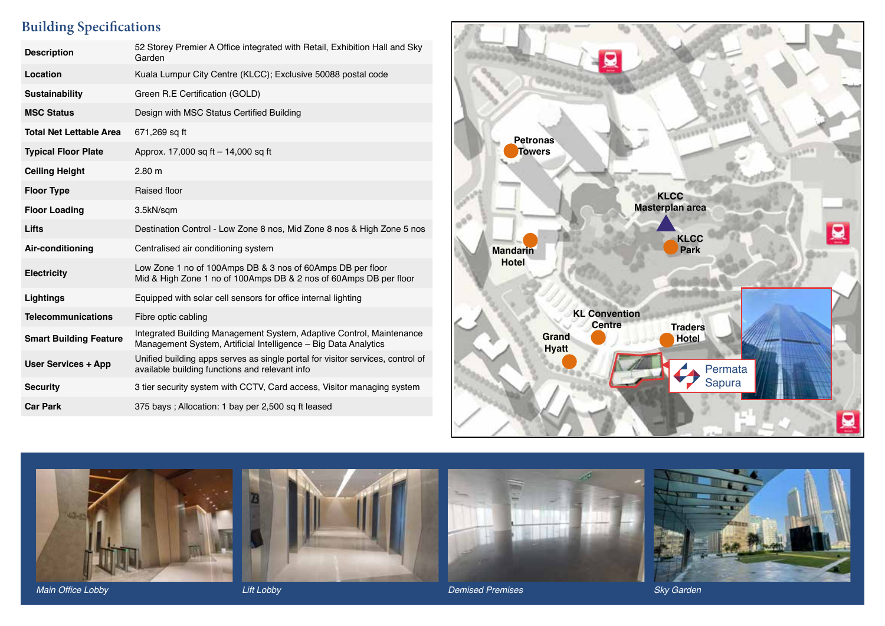## Building Specifications

| | |
|---|---|
| **Description** | 52 Storey Premier A Office integrated with Retail, Exhibition Hall and Sky Garden |
| **Location** | Kuala Lumpur City Centre (KLCC); Exclusive 50088 postal code |
| **Sustainability** | Green R.E Certification (GOLD) |
| **MSC Status** | Design with MSC Status Certified Building |
| **Total Net Lettable Area** | 671,269 sq ft |
| **Typical Floor Plate** | Approx. 17,000 sq ft – 14,000 sq ft |
| **Ceiling Height** | 2.80 m |
| **Floor Type** | Raised floor |
| **Floor Loading** | 3.5kN/sqm |
| **Lifts** | Destination Control - Low Zone 8 nos, Mid Zone 8 nos & High Zone 5 nos |
| **Air-conditioning** | Centralised air conditioning system |
| **Electricity** | Low Zone 1 no of 100Amps DB & 3 nos of 60Amps DB per floor<br>Mid & High Zone 1 no of 100Amps DB & 2 nos of 60Amps DB per floor |
| **Lightings** | Equipped with solar cell sensors for office internal lighting |
| **Telecommunications** | Fibre optic cabling |
| **Smart Building Feature** | Integrated Building Management System, Adaptive Control, Maintenance Management System, Artificial Intelligence – Big Data Analytics |
| **User Services + App** | Unified building apps serves as single portal for visitor services, control of available building functions and relevant info |
| **Security** | 3 tier security system with CCTV, Card access, Visitor managing system |
| **Car Park** | 375 bays ; Allocation: 1 bay per 2,500 sq ft leased |

Petronas Towers
KLCC Masterplan area
Mandarin Hotel
KLCC Park
KL Convention Centre
Grand Hyatt
Traders Hotel
Permata Sapura

*Main Office Lobby*

*Lift Lobby*

*Demised Premises*

*Sky Garden*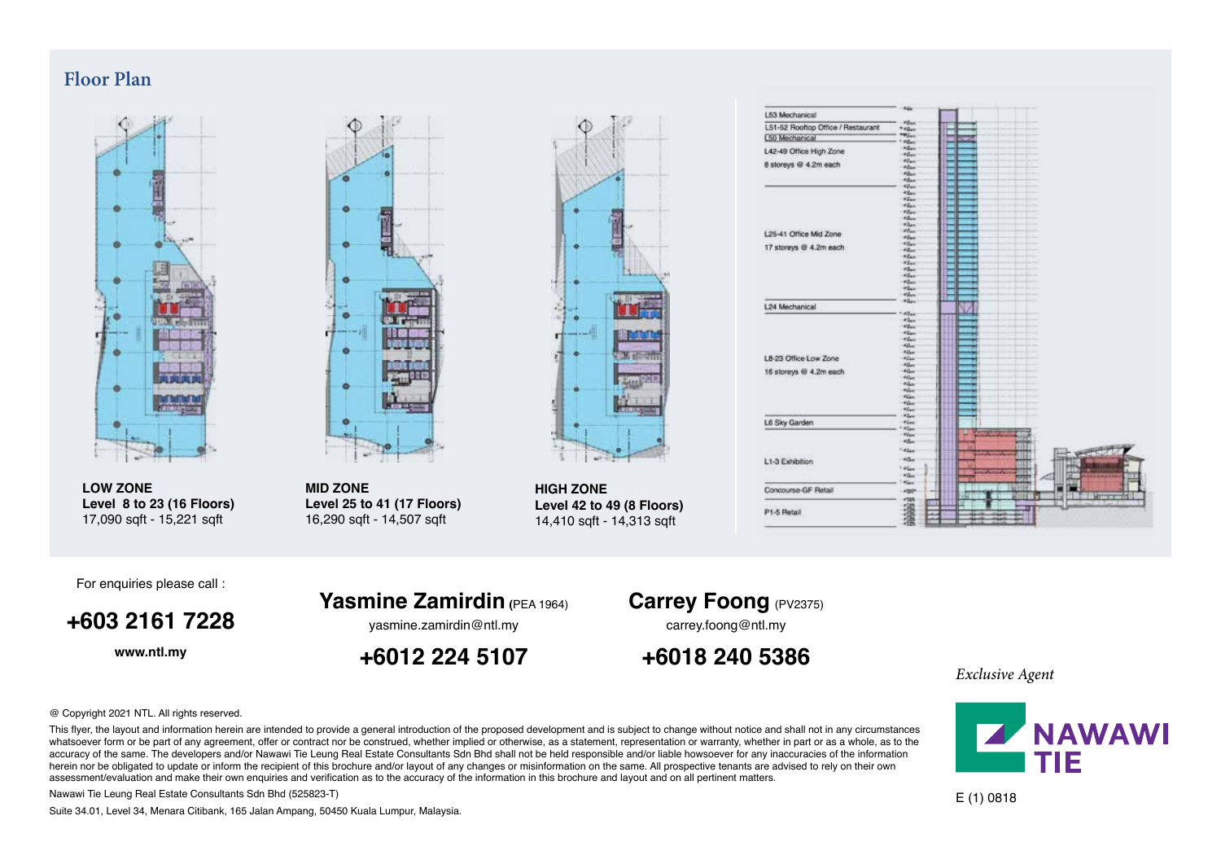## Floor Plan

**LOW ZONE**
**Level 8 to 23 (16 Floors)**
17,090 sqft - 15,221 sqft

**MID ZONE**
**Level 25 to 41 (17 Floors)**
16,290 sqft - 14,507 sqft

**HIGH ZONE**
**Level 42 to 49 (8 Floors)**
14,410 sqft - 14,313 sqft

L53 Mechanical
L51-52 Rooftop Office / Restaurant
L50 Mechanical
L42-49 Office High Zone
8 storeys @ 4.2m each
L25-41 Office Mid Zone
17 storeys @ 4.2m each
L24 Mechanical
L8-23 Office Low Zone
16 storeys @ 4.2m each
L6 Sky Garden
L1-3 Exhibition
Concourse-GF Retail
P1-5 Retail

For enquiries please call :

**+603 2161 7228**

**www.ntl.my**

**Yasmine Zamirdin** (PEA 1964)
yasmine.zamirdin@ntl.my
**+6012 224 5107**

**Carrey Foong** (PV2375)
carrey.foong@ntl.my
**+6018 240 5386**

*Exclusive Agent*

NAWAWI TIE

E (1) 0818

@ Copyright 2021 NTL. All rights reserved.

This flyer, the layout and information herein are intended to provide a general introduction of the proposed development and is subject to change without notice and shall not in any circumstances whatsoever form or be part of any agreement, offer or contract nor be construed, whether implied or otherwise, as a statement, representation or warranty, whether in part or as a whole, as to the accuracy of the same. The developers and/or Nawawi Tie Leung Real Estate Consultants Sdn Bhd shall not be held responsible and/or liable howsoever for any inaccuracies of the information herein nor be obligated to update or inform the recipient of this brochure and/or layout of any changes or misinformation on the same. All prospective tenants are advised to rely on their own assessment/evaluation and make their own enquiries and verification as to the accuracy of the information in this brochure and layout and on all pertinent matters.

Nawawi Tie Leung Real Estate Consultants Sdn Bhd (525823-T)

Suite 34.01, Level 34, Menara Citibank, 165 Jalan Ampang, 50450 Kuala Lumpur, Malaysia.